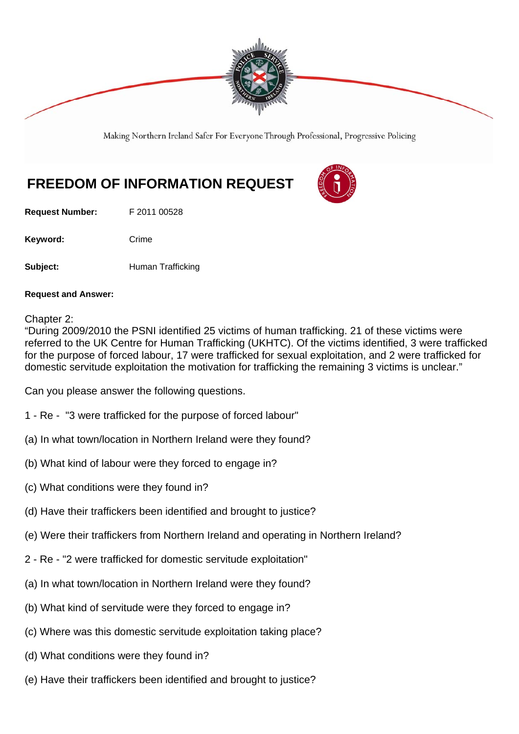Making Northern Ireland Safer For Everyone Through Professional, Progressive Policing

# FREEDOM OF INFORMATION REQUEST

**Request Number:** F 2011 00528

**Keyword:** Crime

**Subject:** Human Trafficking

**Request and Answer:**

Chapter 2:
"During 2009/2010 the PSNI identified 25 victims of human trafficking. 21 of these victims were referred to the UK Centre for Human Trafficking (UKHTC). Of the victims identified, 3 were trafficked for the purpose of forced labour, 17 were trafficked for sexual exploitation, and 2 were trafficked for domestic servitude exploitation the motivation for trafficking the remaining 3 victims is unclear."

Can you please answer the following questions.

1 - Re - "3 were trafficked for the purpose of forced labour"

(a) In what town/location in Northern Ireland were they found?

(b) What kind of labour were they forced to engage in?

(c) What conditions were they found in?

(d) Have their traffickers been identified and brought to justice?

(e) Were their traffickers from Northern Ireland and operating in Northern Ireland?

2 - Re - "2 were trafficked for domestic servitude exploitation"

(a) In what town/location in Northern Ireland were they found?

(b) What kind of servitude were they forced to engage in?

(c) Where was this domestic servitude exploitation taking place?

(d) What conditions were they found in?

(e) Have their traffickers been identified and brought to justice?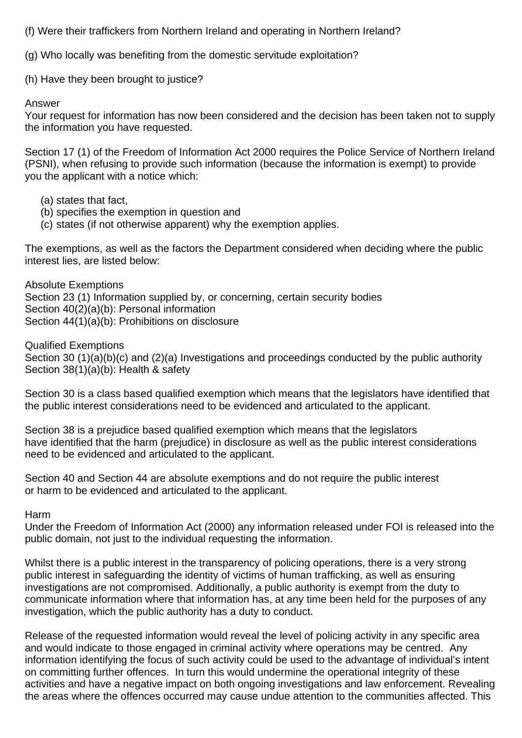(f) Were their traffickers from Northern Ireland and operating in Northern Ireland?

(g) Who locally was benefiting from the domestic servitude exploitation?

(h) Have they been brought to justice?

Answer
Your request for information has now been considered and the decision has been taken not to supply the information you have requested.

Section 17 (1) of the Freedom of Information Act 2000 requires the Police Service of Northern Ireland (PSNI), when refusing to provide such information (because the information is exempt) to provide you the applicant with a notice which:

(a) states that fact,
(b) specifies the exemption in question and
(c) states (if not otherwise apparent) why the exemption applies.

The exemptions, as well as the factors the Department considered when deciding where the public interest lies, are listed below:

Absolute Exemptions
Section 23 (1) Information supplied by, or concerning, certain security bodies
Section 40(2)(a)(b): Personal information
Section 44(1)(a)(b): Prohibitions on disclosure

Qualified Exemptions
Section 30 (1)(a)(b)(c) and (2)(a) Investigations and proceedings conducted by the public authority
Section 38(1)(a)(b): Health & safety

Section 30 is a class based qualified exemption which means that the legislators have identified that the public interest considerations need to be evidenced and articulated to the applicant.

Section 38 is a prejudice based qualified exemption which means that the legislators have identified that the harm (prejudice) in disclosure as well as the public interest considerations need to be evidenced and articulated to the applicant.

Section 40 and Section 44 are absolute exemptions and do not require the public interest or harm to be evidenced and articulated to the applicant.

Harm
Under the Freedom of Information Act (2000) any information released under FOI is released into the public domain, not just to the individual requesting the information.

Whilst there is a public interest in the transparency of policing operations, there is a very strong public interest in safeguarding the identity of victims of human trafficking, as well as ensuring investigations are not compromised. Additionally, a public authority is exempt from the duty to communicate information where that information has, at any time been held for the purposes of any investigation, which the public authority has a duty to conduct.

Release of the requested information would reveal the level of policing activity in any specific area and would indicate to those engaged in criminal activity where operations may be centred. Any information identifying the focus of such activity could be used to the advantage of individual's intent on committing further offences. In turn this would undermine the operational integrity of these activities and have a negative impact on both ongoing investigations and law enforcement. Revealing the areas where the offences occurred may cause undue attention to the communities affected. This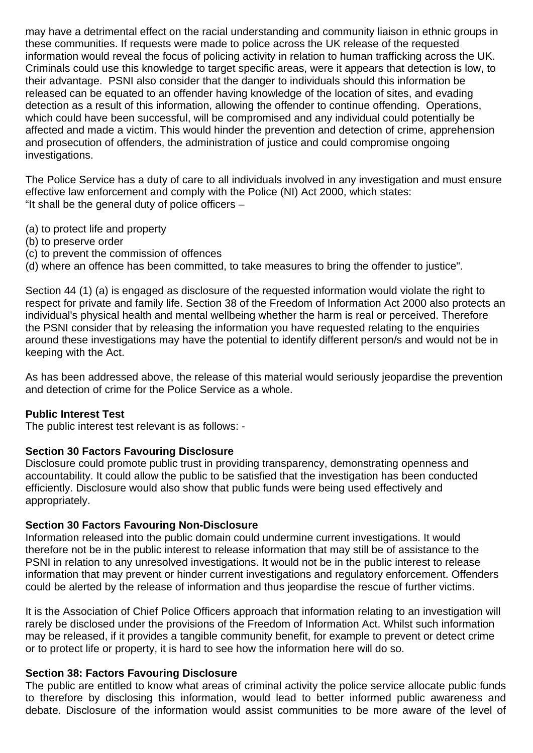may have a detrimental effect on the racial understanding and community liaison in ethnic groups in these communities. If requests were made to police across the UK release of the requested information would reveal the focus of policing activity in relation to human trafficking across the UK. Criminals could use this knowledge to target specific areas, were it appears that detection is low, to their advantage. PSNI also consider that the danger to individuals should this information be released can be equated to an offender having knowledge of the location of sites, and evading detection as a result of this information, allowing the offender to continue offending. Operations, which could have been successful, will be compromised and any individual could potentially be affected and made a victim. This would hinder the prevention and detection of crime, apprehension and prosecution of offenders, the administration of justice and could compromise ongoing investigations.

The Police Service has a duty of care to all individuals involved in any investigation and must ensure effective law enforcement and comply with the Police (NI) Act 2000, which states:
"It shall be the general duty of police officers –

(a) to protect life and property
(b) to preserve order
(c) to prevent the commission of offences
(d) where an offence has been committed, to take measures to bring the offender to justice".

Section 44 (1) (a) is engaged as disclosure of the requested information would violate the right to respect for private and family life. Section 38 of the Freedom of Information Act 2000 also protects an individual's physical health and mental wellbeing whether the harm is real or perceived. Therefore the PSNI consider that by releasing the information you have requested relating to the enquiries around these investigations may have the potential to identify different person/s and would not be in keeping with the Act.

As has been addressed above, the release of this material would seriously jeopardise the prevention and detection of crime for the Police Service as a whole.

**Public Interest Test**
The public interest test relevant is as follows: -

**Section 30 Factors Favouring Disclosure**
Disclosure could promote public trust in providing transparency, demonstrating openness and accountability. It could allow the public to be satisfied that the investigation has been conducted efficiently. Disclosure would also show that public funds were being used effectively and appropriately.

**Section 30 Factors Favouring Non-Disclosure**
Information released into the public domain could undermine current investigations. It would therefore not be in the public interest to release information that may still be of assistance to the PSNI in relation to any unresolved investigations. It would not be in the public interest to release information that may prevent or hinder current investigations and regulatory enforcement. Offenders could be alerted by the release of information and thus jeopardise the rescue of further victims.

It is the Association of Chief Police Officers approach that information relating to an investigation will rarely be disclosed under the provisions of the Freedom of Information Act. Whilst such information may be released, if it provides a tangible community benefit, for example to prevent or detect crime or to protect life or property, it is hard to see how the information here will do so.

**Section 38: Factors Favouring Disclosure**
The public are entitled to know what areas of criminal activity the police service allocate public funds to therefore by disclosing this information, would lead to better informed public awareness and debate. Disclosure of the information would assist communities to be more aware of the level of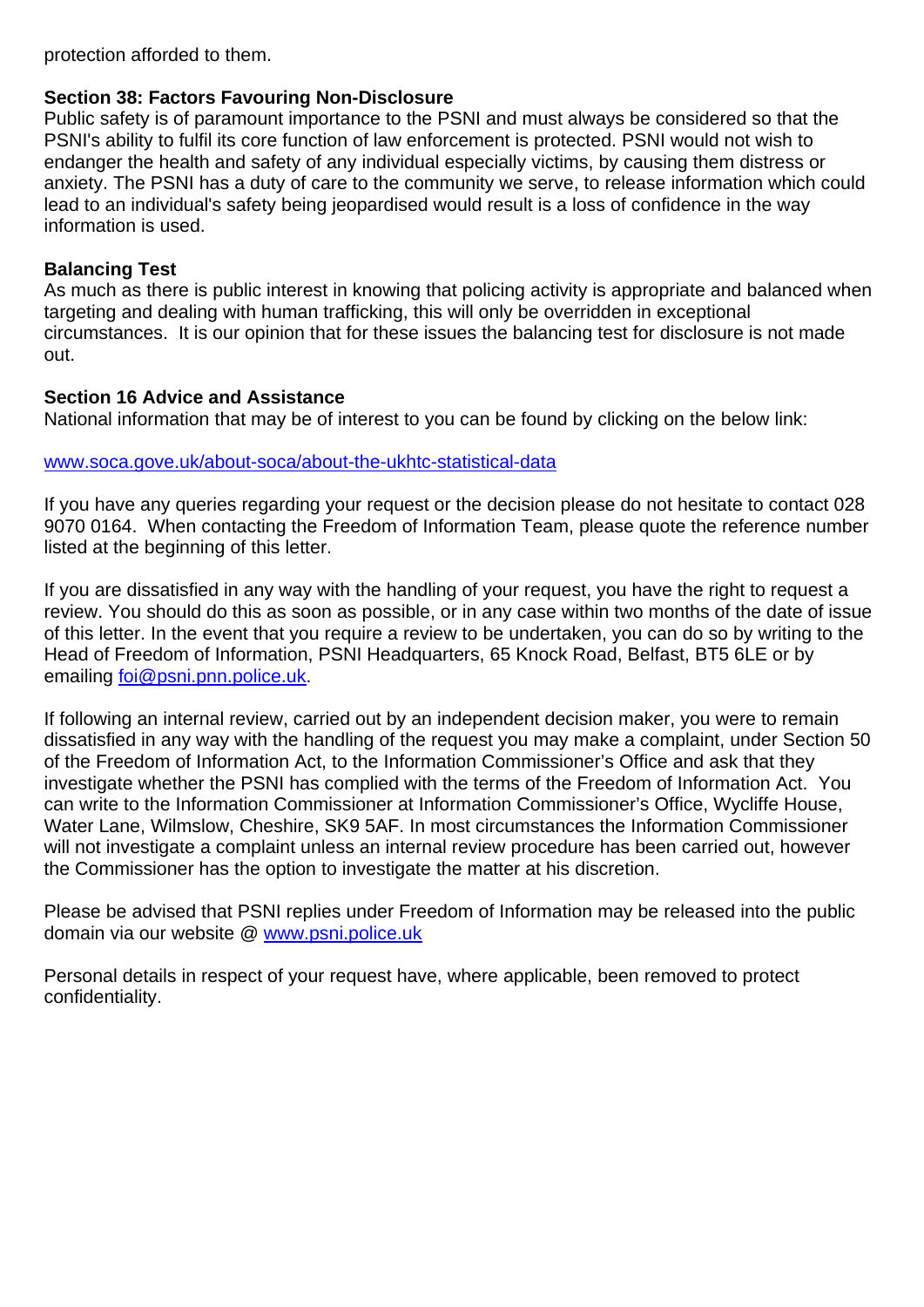protection afforded to them.

**Section 38: Factors Favouring Non-Disclosure**
Public safety is of paramount importance to the PSNI and must always be considered so that the PSNI's ability to fulfil its core function of law enforcement is protected. PSNI would not wish to endanger the health and safety of any individual especially victims, by causing them distress or anxiety. The PSNI has a duty of care to the community we serve, to release information which could lead to an individual's safety being jeopardised would result is a loss of confidence in the way information is used.

**Balancing Test**
As much as there is public interest in knowing that policing activity is appropriate and balanced when targeting and dealing with human trafficking, this will only be overridden in exceptional circumstances. It is our opinion that for these issues the balancing test for disclosure is not made out.

**Section 16 Advice and Assistance**
National information that may be of interest to you can be found by clicking on the below link:

www.soca.gove.uk/about-soca/about-the-ukhtc-statistical-data

If you have any queries regarding your request or the decision please do not hesitate to contact 028 9070 0164. When contacting the Freedom of Information Team, please quote the reference number listed at the beginning of this letter.

If you are dissatisfied in any way with the handling of your request, you have the right to request a review. You should do this as soon as possible, or in any case within two months of the date of issue of this letter. In the event that you require a review to be undertaken, you can do so by writing to the Head of Freedom of Information, PSNI Headquarters, 65 Knock Road, Belfast, BT5 6LE or by emailing foi@psni.pnn.police.uk.

If following an internal review, carried out by an independent decision maker, you were to remain dissatisfied in any way with the handling of the request you may make a complaint, under Section 50 of the Freedom of Information Act, to the Information Commissioner's Office and ask that they investigate whether the PSNI has complied with the terms of the Freedom of Information Act. You can write to the Information Commissioner at Information Commissioner's Office, Wycliffe House, Water Lane, Wilmslow, Cheshire, SK9 5AF. In most circumstances the Information Commissioner will not investigate a complaint unless an internal review procedure has been carried out, however the Commissioner has the option to investigate the matter at his discretion.

Please be advised that PSNI replies under Freedom of Information may be released into the public domain via our website @ www.psni.police.uk

Personal details in respect of your request have, where applicable, been removed to protect confidentiality.